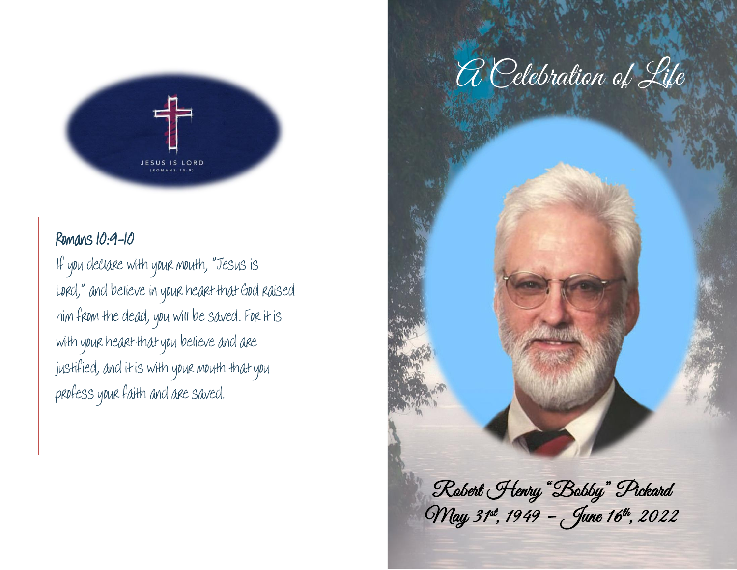JESUS IS LORD
(ROMANS 10:9)

### Romans 10:9-10

If you declare with your mouth, "Jesus is Lord," and believe in your heart that God raised him from the dead, you will be saved. For it is with your heart that you believe and are justified, and it is with your mouth that you profess your faith and are saved.

# A Celebration of Life

**Robert Henry "Bobby" Pickard**

**May 31st, 1949 – June 16th, 2022**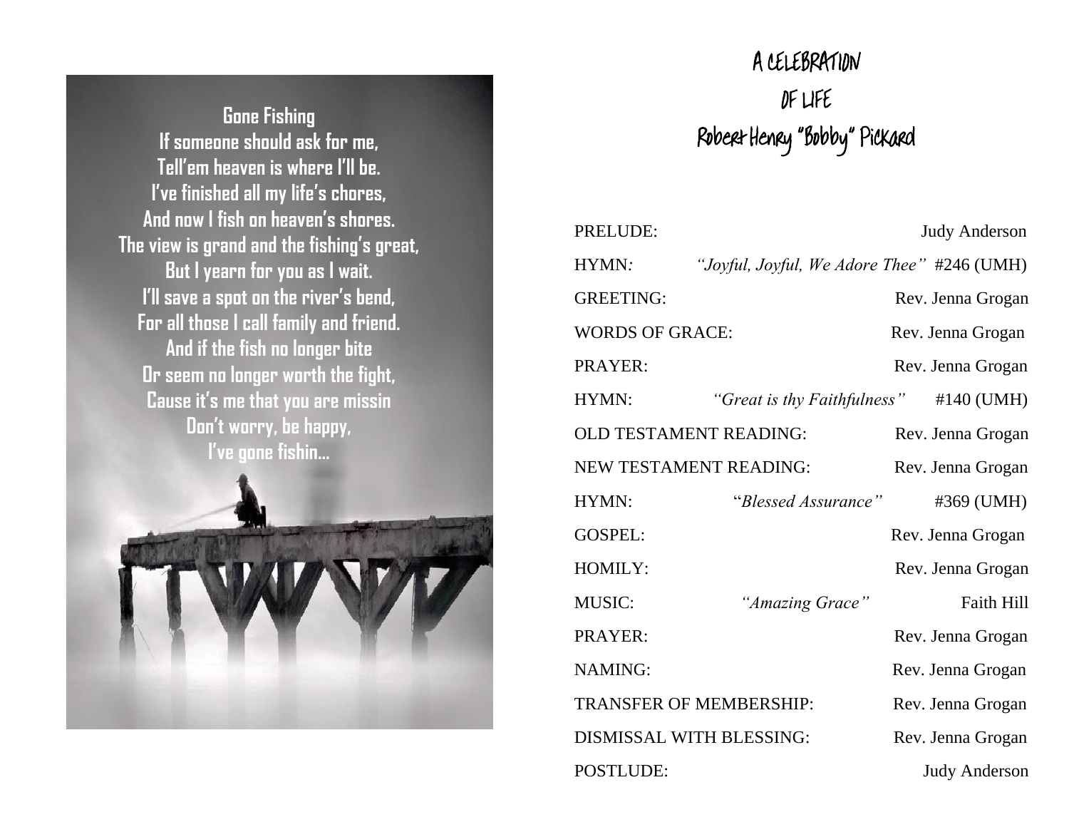**Gone Fishing**

**If someone should ask for me,**
**Tell'em heaven is where I'll be.**
**I've finished all my life's chores,**
**And now I fish on heaven's shores.**
**The view is grand and the fishing's great,**
**But I yearn for you as I wait.**
**I'll save a spot on the river's bend,**
**For all those I call family and friend.**
**And if the fish no longer bite**
**Or seem no longer worth the fight,**
**Cause it's me that you are missin**
**Don't worry, be happy,**
**I've gone fishin…**

# A CELEBRATION OF LIFE

# Robert Henry "Bobby" Pickard

| | | |
|---|---|---|
| PRELUDE: | | Judy Anderson |
| HYMN: | *"Joyful, Joyful, We Adore Thee"* | #246 (UMH) |
| GREETING: | | Rev. Jenna Grogan |
| WORDS OF GRACE: | | Rev. Jenna Grogan |
| PRAYER: | | Rev. Jenna Grogan |
| HYMN: | *"Great is thy Faithfulness"* | #140 (UMH) |
| OLD TESTAMENT READING: | | Rev. Jenna Grogan |
| NEW TESTAMENT READING: | | Rev. Jenna Grogan |
| HYMN: | *"Blessed Assurance"* | #369 (UMH) |
| GOSPEL: | | Rev. Jenna Grogan |
| HOMILY: | | Rev. Jenna Grogan |
| MUSIC: | *"Amazing Grace"* | Faith Hill |
| PRAYER: | | Rev. Jenna Grogan |
| NAMING: | | Rev. Jenna Grogan |
| TRANSFER OF MEMBERSHIP: | | Rev. Jenna Grogan |
| DISMISSAL WITH BLESSING: | | Rev. Jenna Grogan |
| POSTLUDE: | | Judy Anderson |